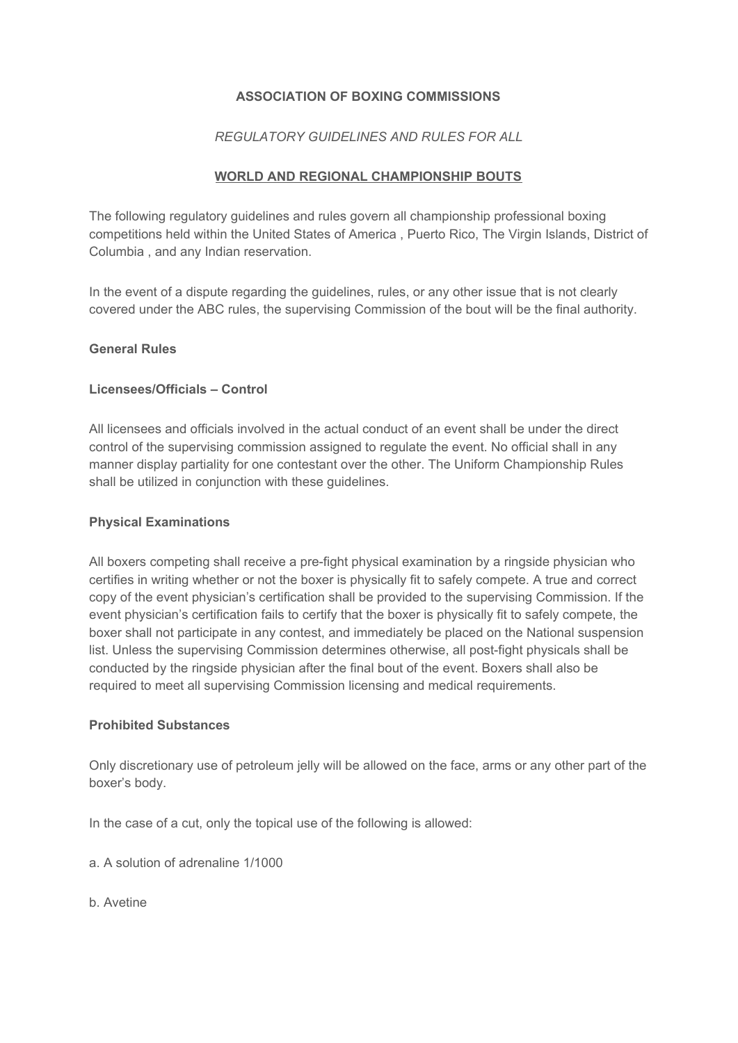**ASSOCIATION OF BOXING COMMISSIONS**

*REGULATORY GUIDELINES AND RULES FOR ALL*

**WORLD AND REGIONAL CHAMPIONSHIP BOUTS**

The following regulatory guidelines and rules govern all championship professional boxing competitions held within the United States of America , Puerto Rico, The Virgin Islands, District of Columbia , and any Indian reservation.

In the event of a dispute regarding the guidelines, rules, or any other issue that is not clearly covered under the ABC rules, the supervising Commission of the bout will be the final authority.

**General Rules**

**Licensees/Officials – Control**

All licensees and officials involved in the actual conduct of an event shall be under the direct control of the supervising commission assigned to regulate the event. No official shall in any manner display partiality for one contestant over the other. The Uniform Championship Rules shall be utilized in conjunction with these guidelines.

**Physical Examinations**

All boxers competing shall receive a pre-fight physical examination by a ringside physician who certifies in writing whether or not the boxer is physically fit to safely compete. A true and correct copy of the event physician's certification shall be provided to the supervising Commission. If the event physician's certification fails to certify that the boxer is physically fit to safely compete, the boxer shall not participate in any contest, and immediately be placed on the National suspension list. Unless the supervising Commission determines otherwise, all post-fight physicals shall be conducted by the ringside physician after the final bout of the event. Boxers shall also be required to meet all supervising Commission licensing and medical requirements.

**Prohibited Substances**

Only discretionary use of petroleum jelly will be allowed on the face, arms or any other part of the boxer's body.

In the case of a cut, only the topical use of the following is allowed:

a. A solution of adrenaline 1/1000

b. Avetine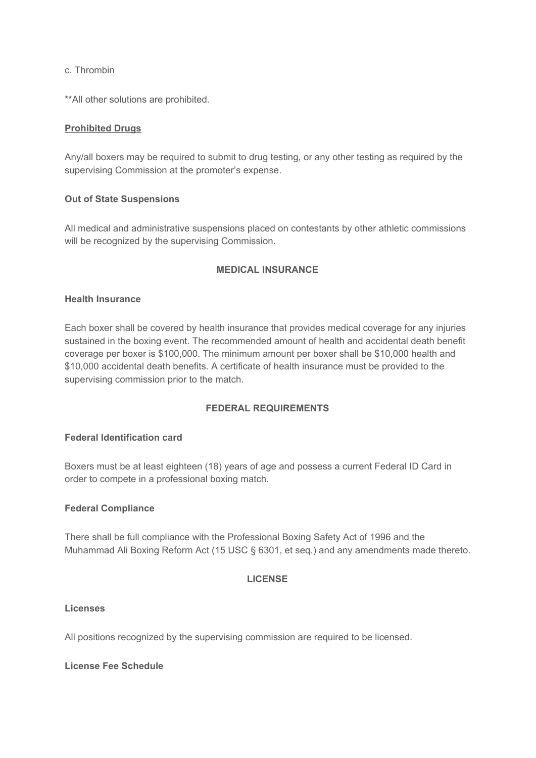c. Thrombin

**All other solutions are prohibited.

**Prohibited Drugs**

Any/all boxers may be required to submit to drug testing, or any other testing as required by the supervising Commission at the promoter's expense.

**Out of State Suspensions**

All medical and administrative suspensions placed on contestants by other athletic commissions will be recognized by the supervising Commission.

## MEDICAL INSURANCE

**Health Insurance**

Each boxer shall be covered by health insurance that provides medical coverage for any injuries sustained in the boxing event. The recommended amount of health and accidental death benefit coverage per boxer is $100,000. The minimum amount per boxer shall be $10,000 health and $10,000 accidental death benefits. A certificate of health insurance must be provided to the supervising commission prior to the match.

## FEDERAL REQUIREMENTS

**Federal Identification card**

Boxers must be at least eighteen (18) years of age and possess a current Federal ID Card in order to compete in a professional boxing match.

**Federal Compliance**

There shall be full compliance with the Professional Boxing Safety Act of 1996 and the Muhammad Ali Boxing Reform Act (15 USC § 6301, et seq.) and any amendments made thereto.

## LICENSE

**Licenses**

All positions recognized by the supervising commission are required to be licensed.

**License Fee Schedule**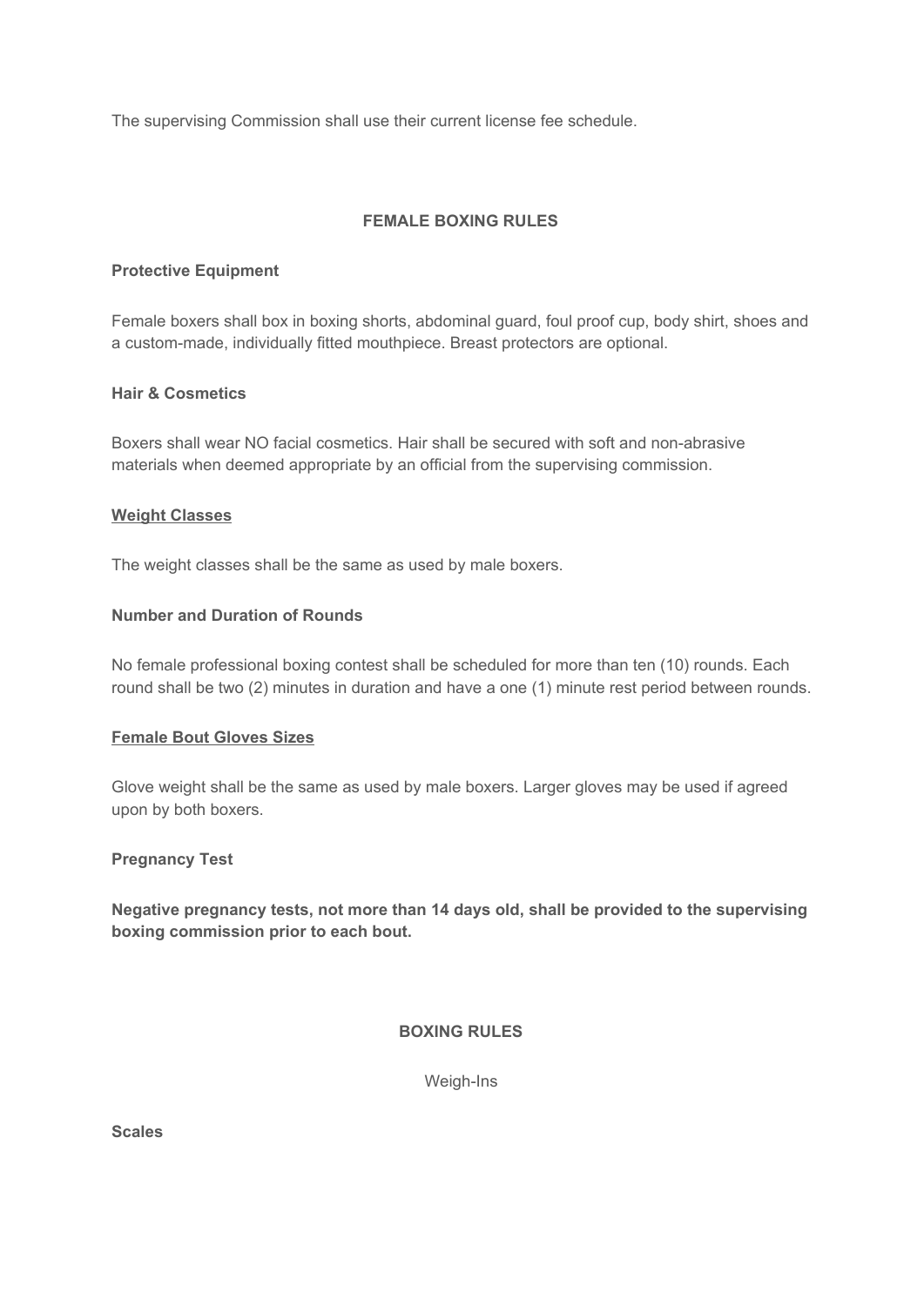The supervising Commission shall use their current license fee schedule.

## FEMALE BOXING RULES

**Protective Equipment**

Female boxers shall box in boxing shorts, abdominal guard, foul proof cup, body shirt, shoes and a custom-made, individually fitted mouthpiece. Breast protectors are optional.

**Hair & Cosmetics**

Boxers shall wear NO facial cosmetics. Hair shall be secured with soft and non-abrasive materials when deemed appropriate by an official from the supervising commission.

**Weight Classes**

The weight classes shall be the same as used by male boxers.

**Number and Duration of Rounds**

No female professional boxing contest shall be scheduled for more than ten (10) rounds. Each round shall be two (2) minutes in duration and have a one (1) minute rest period between rounds.

**Female Bout Gloves Sizes**

Glove weight shall be the same as used by male boxers. Larger gloves may be used if agreed upon by both boxers.

**Pregnancy Test**

**Negative pregnancy tests, not more than 14 days old, shall be provided to the supervising boxing commission prior to each bout.**

## BOXING RULES

Weigh-Ins

**Scales**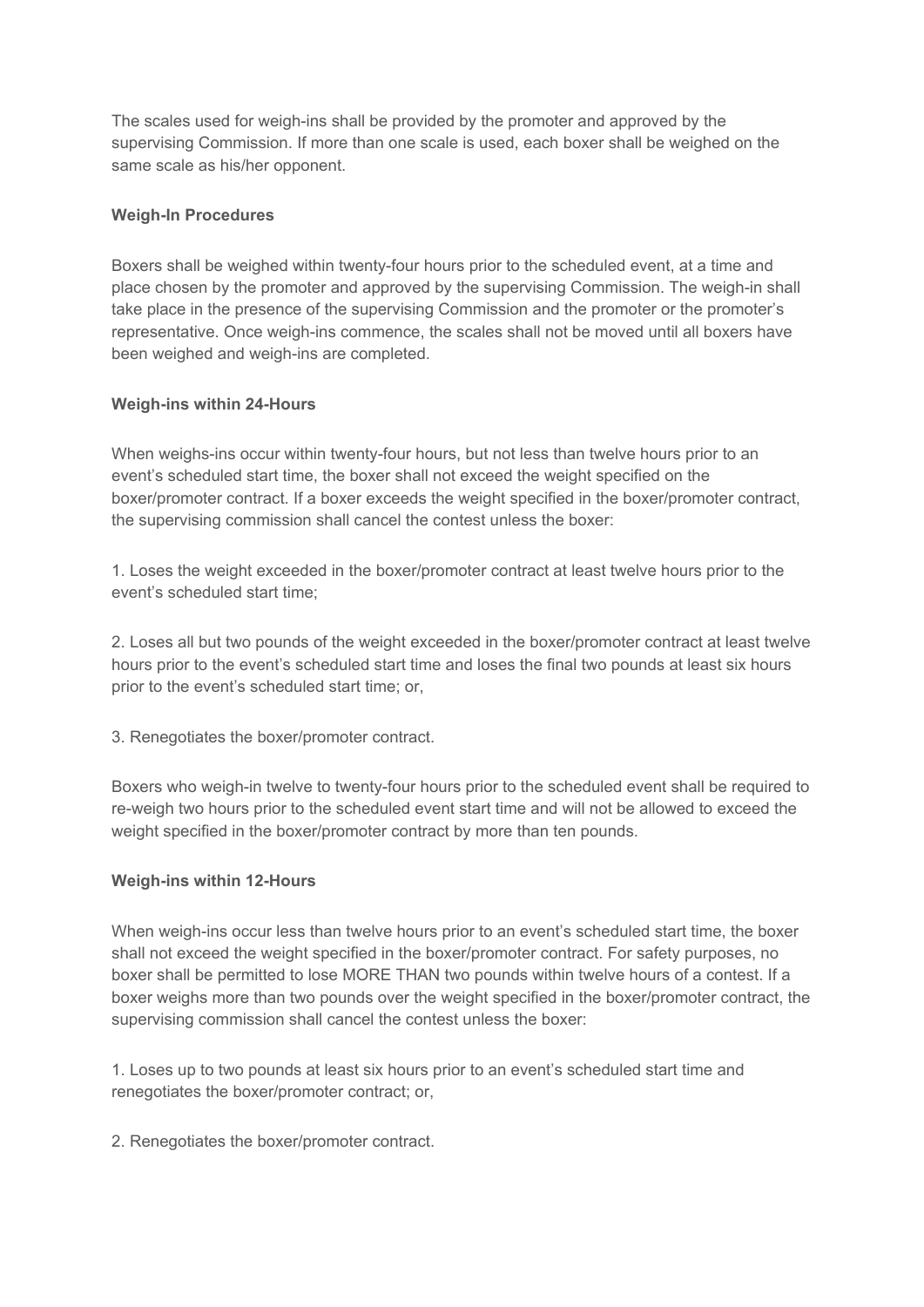The scales used for weigh-ins shall be provided by the promoter and approved by the supervising Commission. If more than one scale is used, each boxer shall be weighed on the same scale as his/her opponent.

**Weigh-In Procedures**

Boxers shall be weighed within twenty-four hours prior to the scheduled event, at a time and place chosen by the promoter and approved by the supervising Commission. The weigh-in shall take place in the presence of the supervising Commission and the promoter or the promoter's representative. Once weigh-ins commence, the scales shall not be moved until all boxers have been weighed and weigh-ins are completed.

**Weigh-ins within 24-Hours**

When weighs-ins occur within twenty-four hours, but not less than twelve hours prior to an event's scheduled start time, the boxer shall not exceed the weight specified on the boxer/promoter contract. If a boxer exceeds the weight specified in the boxer/promoter contract, the supervising commission shall cancel the contest unless the boxer:

1. Loses the weight exceeded in the boxer/promoter contract at least twelve hours prior to the event's scheduled start time;

2. Loses all but two pounds of the weight exceeded in the boxer/promoter contract at least twelve hours prior to the event's scheduled start time and loses the final two pounds at least six hours prior to the event's scheduled start time; or,

3. Renegotiates the boxer/promoter contract.

Boxers who weigh-in twelve to twenty-four hours prior to the scheduled event shall be required to re-weigh two hours prior to the scheduled event start time and will not be allowed to exceed the weight specified in the boxer/promoter contract by more than ten pounds.

**Weigh-ins within 12-Hours**

When weigh-ins occur less than twelve hours prior to an event's scheduled start time, the boxer shall not exceed the weight specified in the boxer/promoter contract. For safety purposes, no boxer shall be permitted to lose MORE THAN two pounds within twelve hours of a contest. If a boxer weighs more than two pounds over the weight specified in the boxer/promoter contract, the supervising commission shall cancel the contest unless the boxer:

1. Loses up to two pounds at least six hours prior to an event's scheduled start time and renegotiates the boxer/promoter contract; or,

2. Renegotiates the boxer/promoter contract.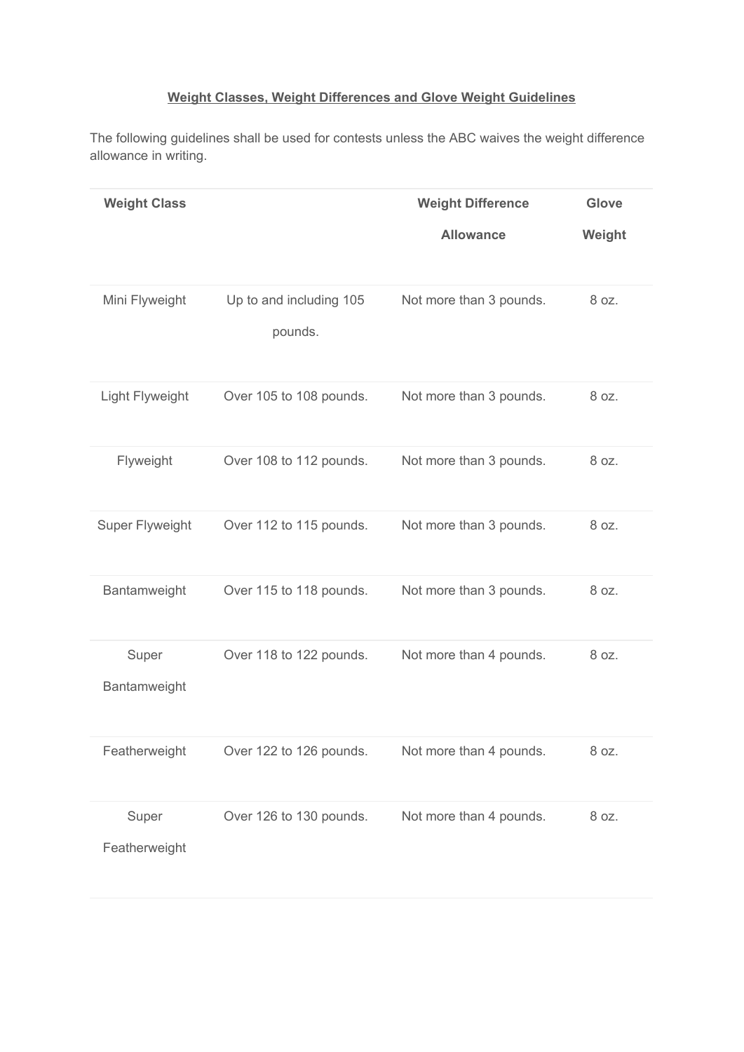**Weight Classes, Weight Differences and Glove Weight Guidelines**

The following guidelines shall be used for contests unless the ABC waives the weight difference allowance in writing.

| Weight Class | | Weight Difference Allowance | Glove Weight |
|---|---|---|---|
| Mini Flyweight | Up to and including 105 pounds. | Not more than 3 pounds. | 8 oz. |
| Light Flyweight | Over 105 to 108 pounds. | Not more than 3 pounds. | 8 oz. |
| Flyweight | Over 108 to 112 pounds. | Not more than 3 pounds. | 8 oz. |
| Super Flyweight | Over 112 to 115 pounds. | Not more than 3 pounds. | 8 oz. |
| Bantamweight | Over 115 to 118 pounds. | Not more than 3 pounds. | 8 oz. |
| Super Bantamweight | Over 118 to 122 pounds. | Not more than 4 pounds. | 8 oz. |
| Featherweight | Over 122 to 126 pounds. | Not more than 4 pounds. | 8 oz. |
| Super Featherweight | Over 126 to 130 pounds. | Not more than 4 pounds. | 8 oz. |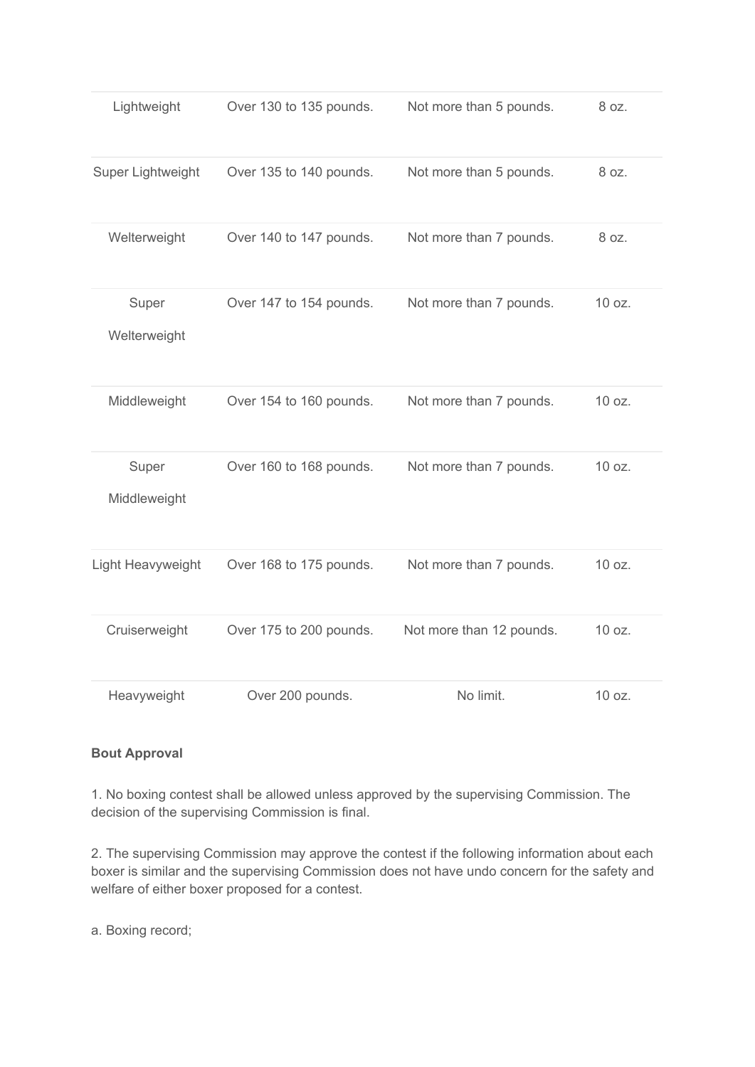| Lightweight | Over 130 to 135 pounds. | Not more than 5 pounds. | 8 oz. |
|---|---|---|---|
| Super Lightweight | Over 135 to 140 pounds. | Not more than 5 pounds. | 8 oz. |
| Welterweight | Over 140 to 147 pounds. | Not more than 7 pounds. | 8 oz. |
| Super Welterweight | Over 147 to 154 pounds. | Not more than 7 pounds. | 10 oz. |
| Middleweight | Over 154 to 160 pounds. | Not more than 7 pounds. | 10 oz. |
| Super Middleweight | Over 160 to 168 pounds. | Not more than 7 pounds. | 10 oz. |
| Light Heavyweight | Over 168 to 175 pounds. | Not more than 7 pounds. | 10 oz. |
| Cruiserweight | Over 175 to 200 pounds. | Not more than 12 pounds. | 10 oz. |
| Heavyweight | Over 200 pounds. | No limit. | 10 oz. |

**Bout Approval**

1. No boxing contest shall be allowed unless approved by the supervising Commission. The decision of the supervising Commission is final.

2. The supervising Commission may approve the contest if the following information about each boxer is similar and the supervising Commission does not have undo concern for the safety and welfare of either boxer proposed for a contest.

a. Boxing record;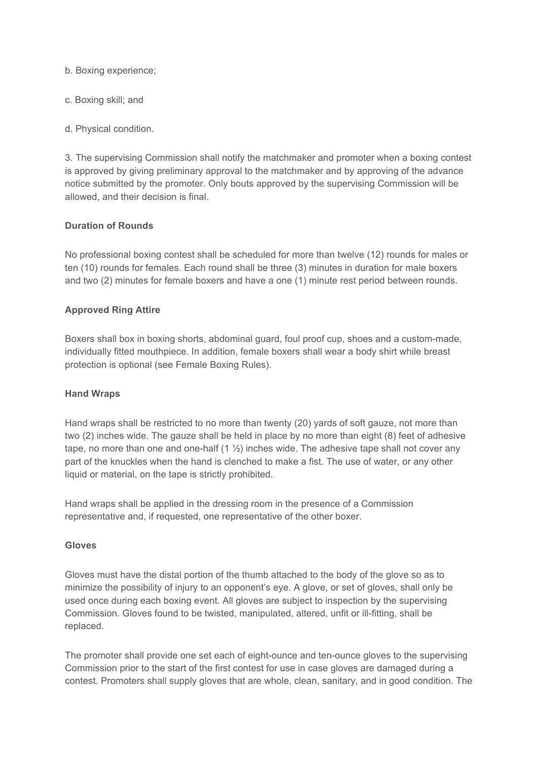b. Boxing experience;

c. Boxing skill; and

d. Physical condition.

3. The supervising Commission shall notify the matchmaker and promoter when a boxing contest is approved by giving preliminary approval to the matchmaker and by approving of the advance notice submitted by the promoter. Only bouts approved by the supervising Commission will be allowed, and their decision is final.

**Duration of Rounds**

No professional boxing contest shall be scheduled for more than twelve (12) rounds for males or ten (10) rounds for females. Each round shall be three (3) minutes in duration for male boxers and two (2) minutes for female boxers and have a one (1) minute rest period between rounds.

**Approved Ring Attire**

Boxers shall box in boxing shorts, abdominal guard, foul proof cup, shoes and a custom-made, individually fitted mouthpiece. In addition, female boxers shall wear a body shirt while breast protection is optional (see Female Boxing Rules).

**Hand Wraps**

Hand wraps shall be restricted to no more than twenty (20) yards of soft gauze, not more than two (2) inches wide. The gauze shall be held in place by no more than eight (8) feet of adhesive tape, no more than one and one-half (1 ½) inches wide. The adhesive tape shall not cover any part of the knuckles when the hand is clenched to make a fist. The use of water, or any other liquid or material, on the tape is strictly prohibited.

Hand wraps shall be applied in the dressing room in the presence of a Commission representative and, if requested, one representative of the other boxer.

**Gloves**

Gloves must have the distal portion of the thumb attached to the body of the glove so as to minimize the possibility of injury to an opponent's eye. A glove, or set of gloves, shall only be used once during each boxing event. All gloves are subject to inspection by the supervising Commission. Gloves found to be twisted, manipulated, altered, unfit or ill-fitting, shall be replaced.

The promoter shall provide one set each of eight-ounce and ten-ounce gloves to the supervising Commission prior to the start of the first contest for use in case gloves are damaged during a contest. Promoters shall supply gloves that are whole, clean, sanitary, and in good condition. The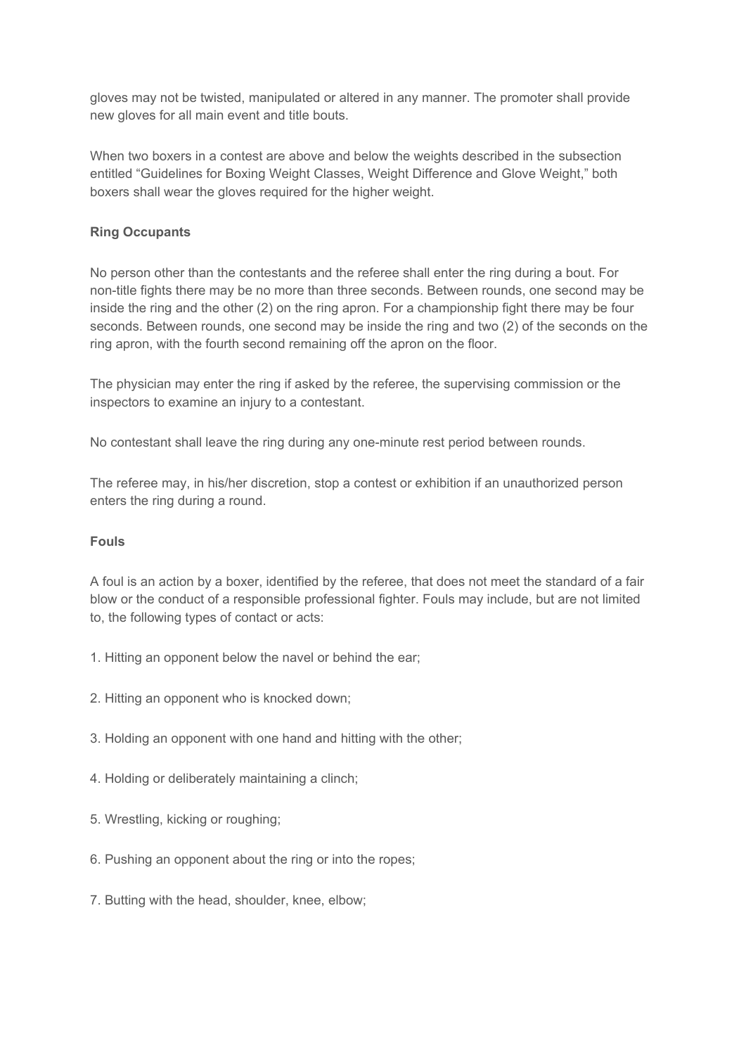gloves may not be twisted, manipulated or altered in any manner. The promoter shall provide new gloves for all main event and title bouts.

When two boxers in a contest are above and below the weights described in the subsection entitled “Guidelines for Boxing Weight Classes, Weight Difference and Glove Weight,” both boxers shall wear the gloves required for the higher weight.

**Ring Occupants**

No person other than the contestants and the referee shall enter the ring during a bout. For non-title fights there may be no more than three seconds. Between rounds, one second may be inside the ring and the other (2) on the ring apron. For a championship fight there may be four seconds. Between rounds, one second may be inside the ring and two (2) of the seconds on the ring apron, with the fourth second remaining off the apron on the floor.

The physician may enter the ring if asked by the referee, the supervising commission or the inspectors to examine an injury to a contestant.

No contestant shall leave the ring during any one-minute rest period between rounds.

The referee may, in his/her discretion, stop a contest or exhibition if an unauthorized person enters the ring during a round.

**Fouls**

A foul is an action by a boxer, identified by the referee, that does not meet the standard of a fair blow or the conduct of a responsible professional fighter. Fouls may include, but are not limited to, the following types of contact or acts:

1. Hitting an opponent below the navel or behind the ear;

2. Hitting an opponent who is knocked down;

3. Holding an opponent with one hand and hitting with the other;

4. Holding or deliberately maintaining a clinch;

5. Wrestling, kicking or roughing;

6. Pushing an opponent about the ring or into the ropes;

7. Butting with the head, shoulder, knee, elbow;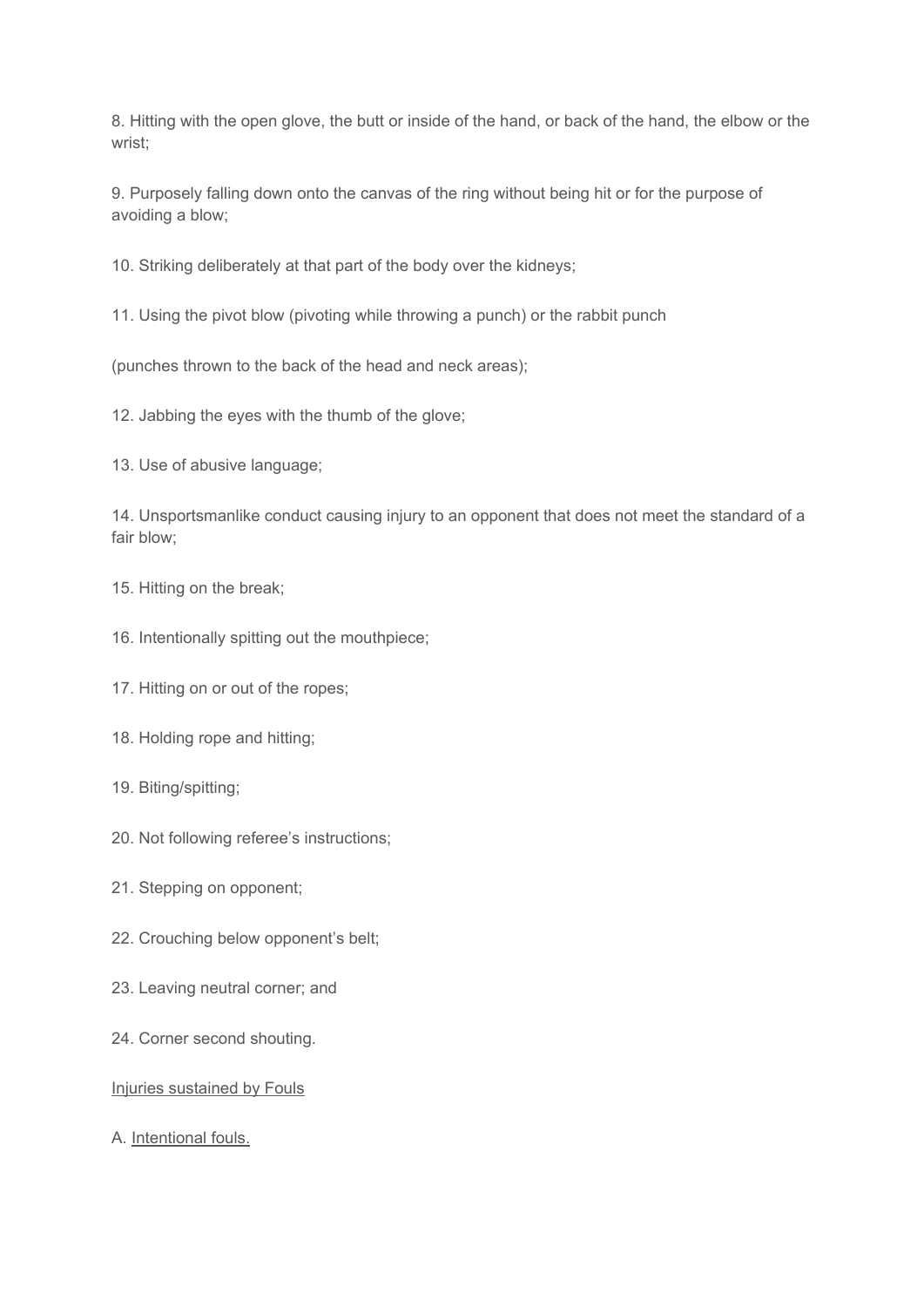8. Hitting with the open glove, the butt or inside of the hand, or back of the hand, the elbow or the wrist;

9. Purposely falling down onto the canvas of the ring without being hit or for the purpose of avoiding a blow;

10. Striking deliberately at that part of the body over the kidneys;

11. Using the pivot blow (pivoting while throwing a punch) or the rabbit punch

(punches thrown to the back of the head and neck areas);

12. Jabbing the eyes with the thumb of the glove;

13. Use of abusive language;

14. Unsportsmanlike conduct causing injury to an opponent that does not meet the standard of a fair blow;

15. Hitting on the break;

16. Intentionally spitting out the mouthpiece;

17. Hitting on or out of the ropes;

18. Holding rope and hitting;

19. Biting/spitting;

20. Not following referee's instructions;

21. Stepping on opponent;

22. Crouching below opponent's belt;

23. Leaving neutral corner; and

24. Corner second shouting.

<u>Injuries sustained by Fouls</u>

A. <u>Intentional fouls.</u>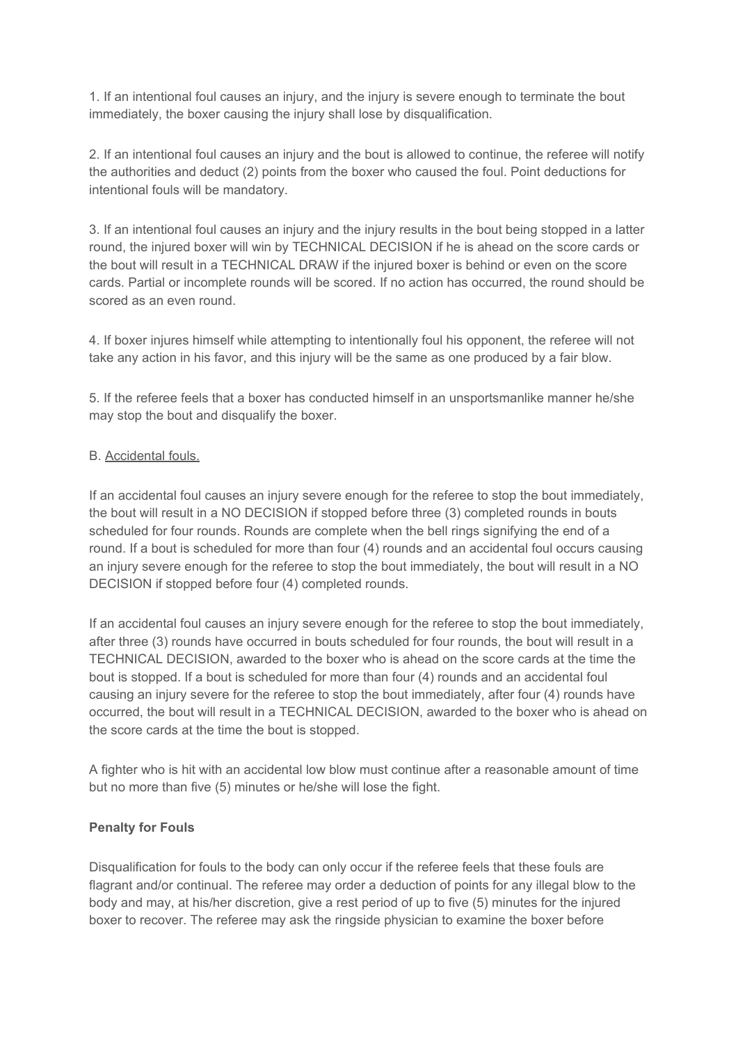1. If an intentional foul causes an injury, and the injury is severe enough to terminate the bout immediately, the boxer causing the injury shall lose by disqualification.

2. If an intentional foul causes an injury and the bout is allowed to continue, the referee will notify the authorities and deduct (2) points from the boxer who caused the foul. Point deductions for intentional fouls will be mandatory.

3. If an intentional foul causes an injury and the injury results in the bout being stopped in a latter round, the injured boxer will win by TECHNICAL DECISION if he is ahead on the score cards or the bout will result in a TECHNICAL DRAW if the injured boxer is behind or even on the score cards. Partial or incomplete rounds will be scored. If no action has occurred, the round should be scored as an even round.

4. If boxer injures himself while attempting to intentionally foul his opponent, the referee will not take any action in his favor, and this injury will be the same as one produced by a fair blow.

5. If the referee feels that a boxer has conducted himself in an unsportsmanlike manner he/she may stop the bout and disqualify the boxer.

B. Accidental fouls.

If an accidental foul causes an injury severe enough for the referee to stop the bout immediately, the bout will result in a NO DECISION if stopped before three (3) completed rounds in bouts scheduled for four rounds. Rounds are complete when the bell rings signifying the end of a round. If a bout is scheduled for more than four (4) rounds and an accidental foul occurs causing an injury severe enough for the referee to stop the bout immediately, the bout will result in a NO DECISION if stopped before four (4) completed rounds.

If an accidental foul causes an injury severe enough for the referee to stop the bout immediately, after three (3) rounds have occurred in bouts scheduled for four rounds, the bout will result in a TECHNICAL DECISION, awarded to the boxer who is ahead on the score cards at the time the bout is stopped. If a bout is scheduled for more than four (4) rounds and an accidental foul causing an injury severe for the referee to stop the bout immediately, after four (4) rounds have occurred, the bout will result in a TECHNICAL DECISION, awarded to the boxer who is ahead on the score cards at the time the bout is stopped.

A fighter who is hit with an accidental low blow must continue after a reasonable amount of time but no more than five (5) minutes or he/she will lose the fight.

**Penalty for Fouls**

Disqualification for fouls to the body can only occur if the referee feels that these fouls are flagrant and/or continual. The referee may order a deduction of points for any illegal blow to the body and may, at his/her discretion, give a rest period of up to five (5) minutes for the injured boxer to recover. The referee may ask the ringside physician to examine the boxer before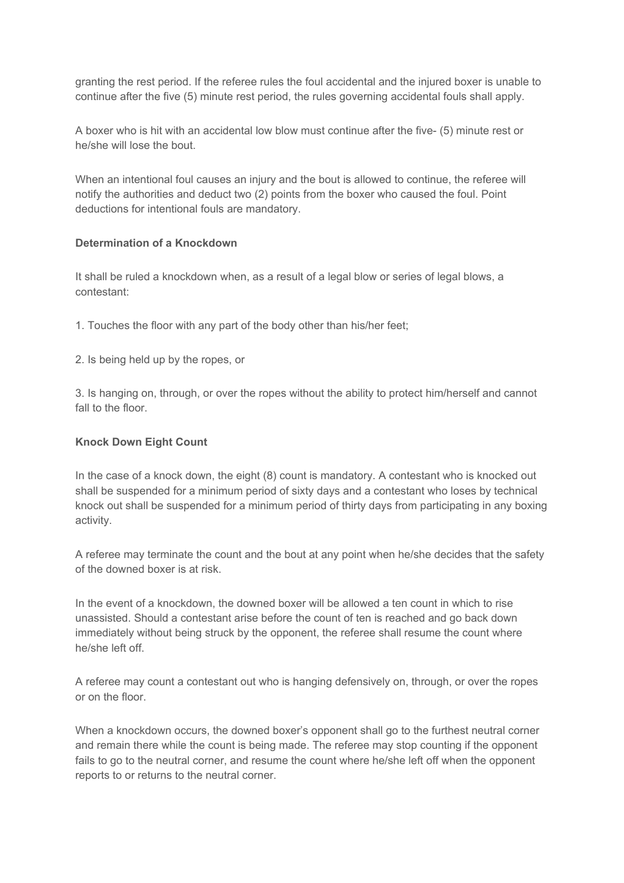granting the rest period. If the referee rules the foul accidental and the injured boxer is unable to continue after the five (5) minute rest period, the rules governing accidental fouls shall apply.

A boxer who is hit with an accidental low blow must continue after the five- (5) minute rest or he/she will lose the bout.

When an intentional foul causes an injury and the bout is allowed to continue, the referee will notify the authorities and deduct two (2) points from the boxer who caused the foul. Point deductions for intentional fouls are mandatory.

**Determination of a Knockdown**

It shall be ruled a knockdown when, as a result of a legal blow or series of legal blows, a contestant:

1. Touches the floor with any part of the body other than his/her feet;

2. Is being held up by the ropes, or

3. Is hanging on, through, or over the ropes without the ability to protect him/herself and cannot fall to the floor.

**Knock Down Eight Count**

In the case of a knock down, the eight (8) count is mandatory. A contestant who is knocked out shall be suspended for a minimum period of sixty days and a contestant who loses by technical knock out shall be suspended for a minimum period of thirty days from participating in any boxing activity.

A referee may terminate the count and the bout at any point when he/she decides that the safety of the downed boxer is at risk.

In the event of a knockdown, the downed boxer will be allowed a ten count in which to rise unassisted. Should a contestant arise before the count of ten is reached and go back down immediately without being struck by the opponent, the referee shall resume the count where he/she left off.

A referee may count a contestant out who is hanging defensively on, through, or over the ropes or on the floor.

When a knockdown occurs, the downed boxer's opponent shall go to the furthest neutral corner and remain there while the count is being made. The referee may stop counting if the opponent fails to go to the neutral corner, and resume the count where he/she left off when the opponent reports to or returns to the neutral corner.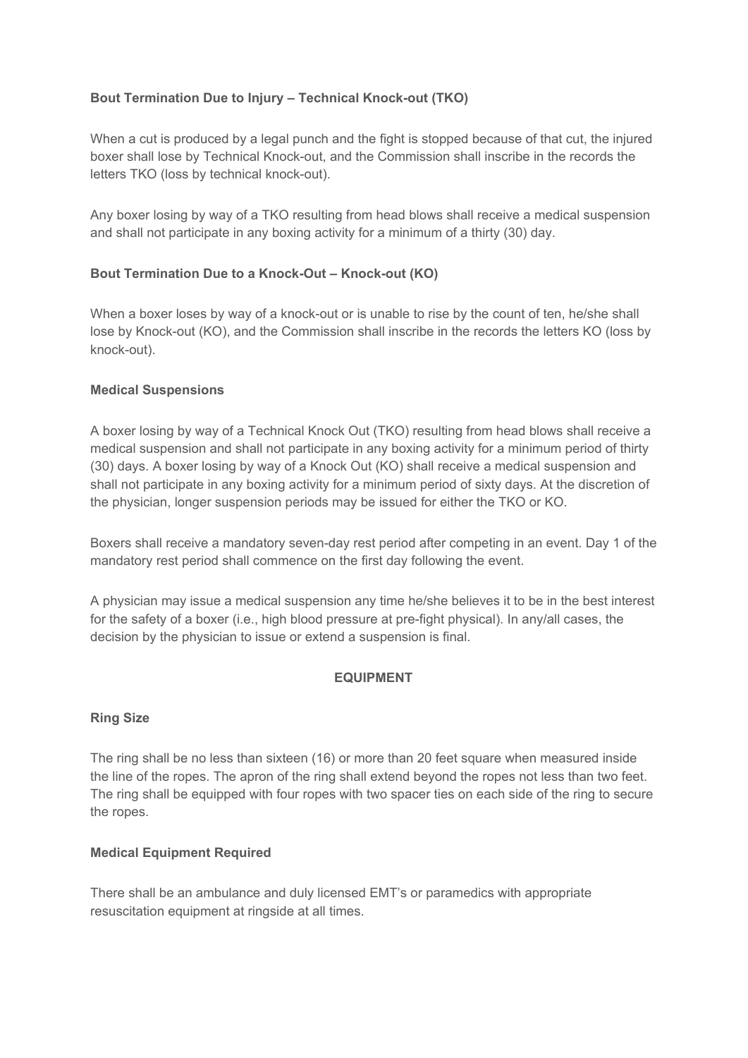**Bout Termination Due to Injury – Technical Knock-out (TKO)**

When a cut is produced by a legal punch and the fight is stopped because of that cut, the injured boxer shall lose by Technical Knock-out, and the Commission shall inscribe in the records the letters TKO (loss by technical knock-out).

Any boxer losing by way of a TKO resulting from head blows shall receive a medical suspension and shall not participate in any boxing activity for a minimum of a thirty (30) day.

**Bout Termination Due to a Knock-Out – Knock-out (KO)**

When a boxer loses by way of a knock-out or is unable to rise by the count of ten, he/she shall lose by Knock-out (KO), and the Commission shall inscribe in the records the letters KO (loss by knock-out).

**Medical Suspensions**

A boxer losing by way of a Technical Knock Out (TKO) resulting from head blows shall receive a medical suspension and shall not participate in any boxing activity for a minimum period of thirty (30) days. A boxer losing by way of a Knock Out (KO) shall receive a medical suspension and shall not participate in any boxing activity for a minimum period of sixty days. At the discretion of the physician, longer suspension periods may be issued for either the TKO or KO.

Boxers shall receive a mandatory seven-day rest period after competing in an event. Day 1 of the mandatory rest period shall commence on the first day following the event.

A physician may issue a medical suspension any time he/she believes it to be in the best interest for the safety of a boxer (i.e., high blood pressure at pre-fight physical). In any/all cases, the decision by the physician to issue or extend a suspension is final.

## EQUIPMENT

**Ring Size**

The ring shall be no less than sixteen (16) or more than 20 feet square when measured inside the line of the ropes. The apron of the ring shall extend beyond the ropes not less than two feet. The ring shall be equipped with four ropes with two spacer ties on each side of the ring to secure the ropes.

**Medical Equipment Required**

There shall be an ambulance and duly licensed EMT's or paramedics with appropriate resuscitation equipment at ringside at all times.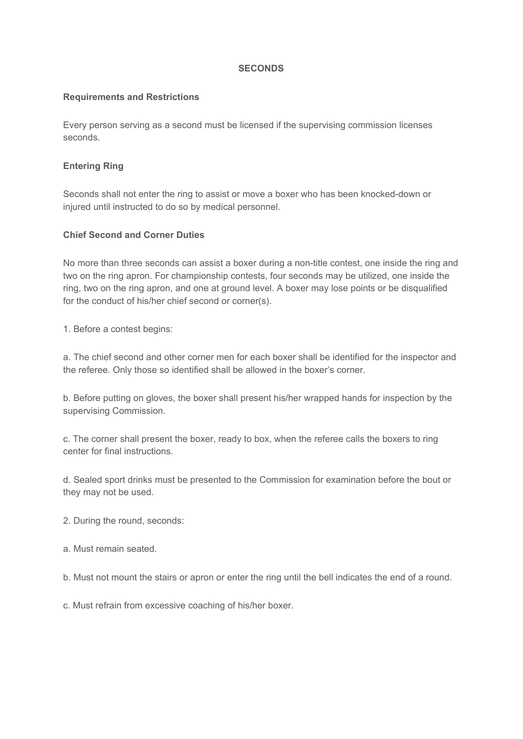# SECONDS

## Requirements and Restrictions

Every person serving as a second must be licensed if the supervising commission licenses seconds.

## Entering Ring

Seconds shall not enter the ring to assist or move a boxer who has been knocked-down or injured until instructed to do so by medical personnel.

## Chief Second and Corner Duties

No more than three seconds can assist a boxer during a non-title contest, one inside the ring and two on the ring apron. For championship contests, four seconds may be utilized, one inside the ring, two on the ring apron, and one at ground level. A boxer may lose points or be disqualified for the conduct of his/her chief second or corner(s).

1. Before a contest begins:

a. The chief second and other corner men for each boxer shall be identified for the inspector and the referee. Only those so identified shall be allowed in the boxer's corner.

b. Before putting on gloves, the boxer shall present his/her wrapped hands for inspection by the supervising Commission.

c. The corner shall present the boxer, ready to box, when the referee calls the boxers to ring center for final instructions.

d. Sealed sport drinks must be presented to the Commission for examination before the bout or they may not be used.

2. During the round, seconds:

a. Must remain seated.

b. Must not mount the stairs or apron or enter the ring until the bell indicates the end of a round.

c. Must refrain from excessive coaching of his/her boxer.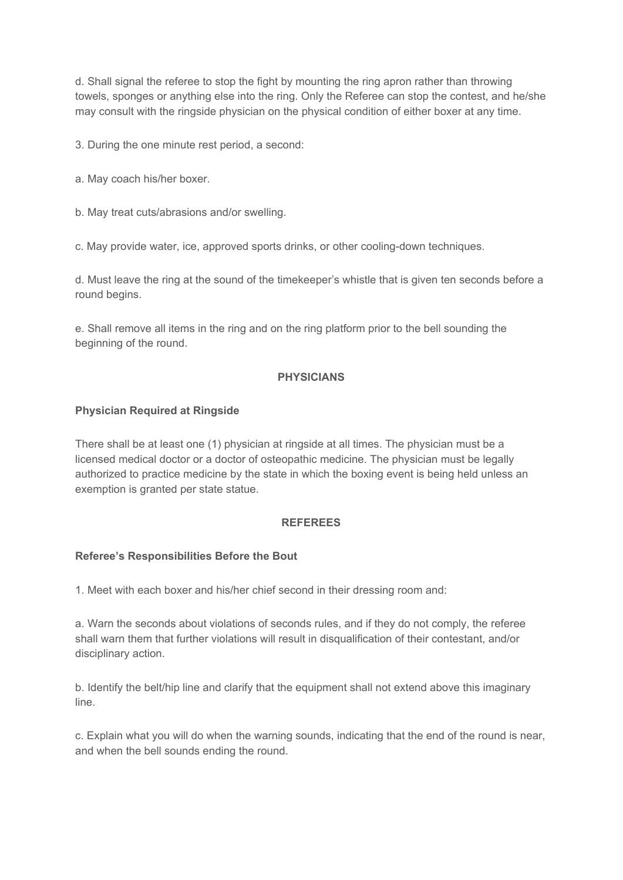d. Shall signal the referee to stop the fight by mounting the ring apron rather than throwing towels, sponges or anything else into the ring. Only the Referee can stop the contest, and he/she may consult with the ringside physician on the physical condition of either boxer at any time.

3. During the one minute rest period, a second:

a. May coach his/her boxer.

b. May treat cuts/abrasions and/or swelling.

c. May provide water, ice, approved sports drinks, or other cooling-down techniques.

d. Must leave the ring at the sound of the timekeeper's whistle that is given ten seconds before a round begins.

e. Shall remove all items in the ring and on the ring platform prior to the bell sounding the beginning of the round.

## PHYSICIANS

### Physician Required at Ringside

There shall be at least one (1) physician at ringside at all times. The physician must be a licensed medical doctor or a doctor of osteopathic medicine. The physician must be legally authorized to practice medicine by the state in which the boxing event is being held unless an exemption is granted per state statue.

## REFEREES

### Referee's Responsibilities Before the Bout

1. Meet with each boxer and his/her chief second in their dressing room and:

a. Warn the seconds about violations of seconds rules, and if they do not comply, the referee shall warn them that further violations will result in disqualification of their contestant, and/or disciplinary action.

b. Identify the belt/hip line and clarify that the equipment shall not extend above this imaginary line.

c. Explain what you will do when the warning sounds, indicating that the end of the round is near, and when the bell sounds ending the round.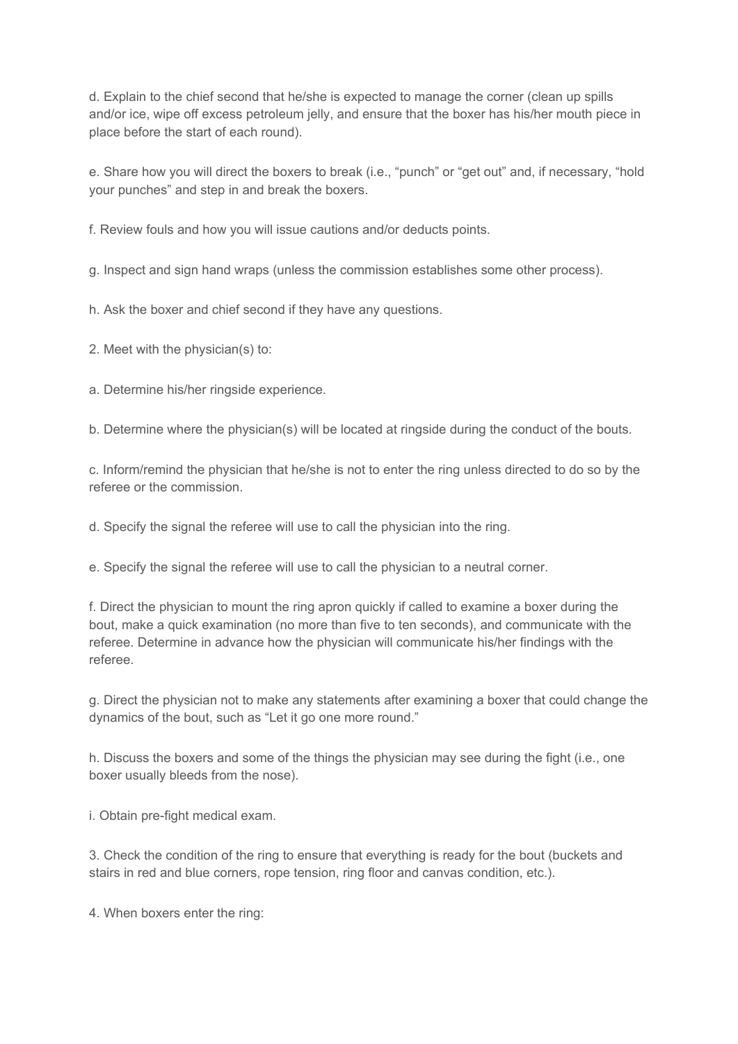d. Explain to the chief second that he/she is expected to manage the corner (clean up spills and/or ice, wipe off excess petroleum jelly, and ensure that the boxer has his/her mouth piece in place before the start of each round).

e. Share how you will direct the boxers to break (i.e., "punch" or "get out" and, if necessary, "hold your punches" and step in and break the boxers.

f. Review fouls and how you will issue cautions and/or deducts points.

g. Inspect and sign hand wraps (unless the commission establishes some other process).

h. Ask the boxer and chief second if they have any questions.

2. Meet with the physician(s) to:

a. Determine his/her ringside experience.

b. Determine where the physician(s) will be located at ringside during the conduct of the bouts.

c. Inform/remind the physician that he/she is not to enter the ring unless directed to do so by the referee or the commission.

d. Specify the signal the referee will use to call the physician into the ring.

e. Specify the signal the referee will use to call the physician to a neutral corner.

f. Direct the physician to mount the ring apron quickly if called to examine a boxer during the bout, make a quick examination (no more than five to ten seconds), and communicate with the referee. Determine in advance how the physician will communicate his/her findings with the referee.

g. Direct the physician not to make any statements after examining a boxer that could change the dynamics of the bout, such as "Let it go one more round."

h. Discuss the boxers and some of the things the physician may see during the fight (i.e., one boxer usually bleeds from the nose).

i. Obtain pre-fight medical exam.

3. Check the condition of the ring to ensure that everything is ready for the bout (buckets and stairs in red and blue corners, rope tension, ring floor and canvas condition, etc.).

4. When boxers enter the ring: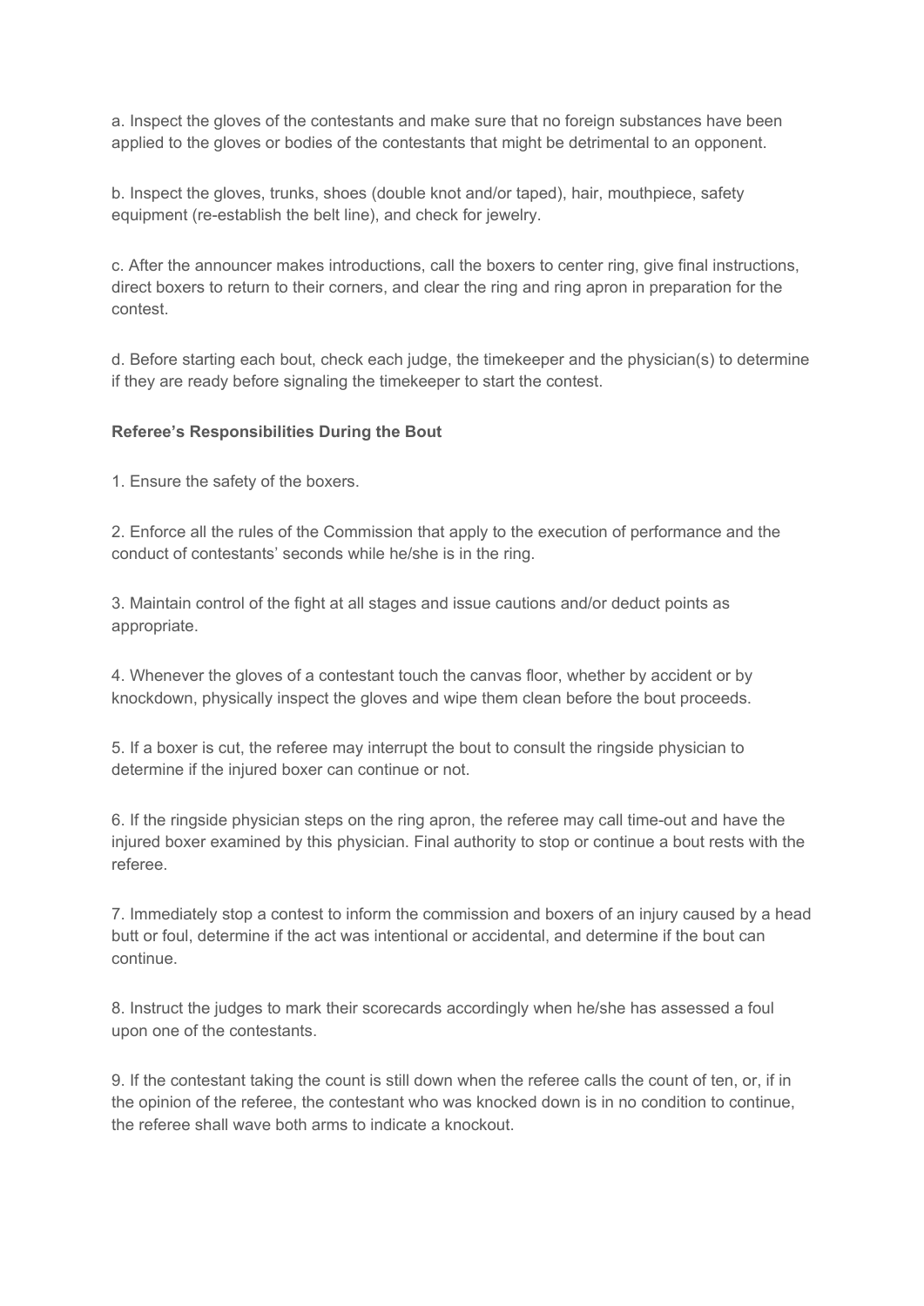a. Inspect the gloves of the contestants and make sure that no foreign substances have been applied to the gloves or bodies of the contestants that might be detrimental to an opponent.

b. Inspect the gloves, trunks, shoes (double knot and/or taped), hair, mouthpiece, safety equipment (re-establish the belt line), and check for jewelry.

c. After the announcer makes introductions, call the boxers to center ring, give final instructions, direct boxers to return to their corners, and clear the ring and ring apron in preparation for the contest.

d. Before starting each bout, check each judge, the timekeeper and the physician(s) to determine if they are ready before signaling the timekeeper to start the contest.

**Referee's Responsibilities During the Bout**

1. Ensure the safety of the boxers.

2. Enforce all the rules of the Commission that apply to the execution of performance and the conduct of contestants' seconds while he/she is in the ring.

3. Maintain control of the fight at all stages and issue cautions and/or deduct points as appropriate.

4. Whenever the gloves of a contestant touch the canvas floor, whether by accident or by knockdown, physically inspect the gloves and wipe them clean before the bout proceeds.

5. If a boxer is cut, the referee may interrupt the bout to consult the ringside physician to determine if the injured boxer can continue or not.

6. If the ringside physician steps on the ring apron, the referee may call time-out and have the injured boxer examined by this physician. Final authority to stop or continue a bout rests with the referee.

7. Immediately stop a contest to inform the commission and boxers of an injury caused by a head butt or foul, determine if the act was intentional or accidental, and determine if the bout can continue.

8. Instruct the judges to mark their scorecards accordingly when he/she has assessed a foul upon one of the contestants.

9. If the contestant taking the count is still down when the referee calls the count of ten, or, if in the opinion of the referee, the contestant who was knocked down is in no condition to continue, the referee shall wave both arms to indicate a knockout.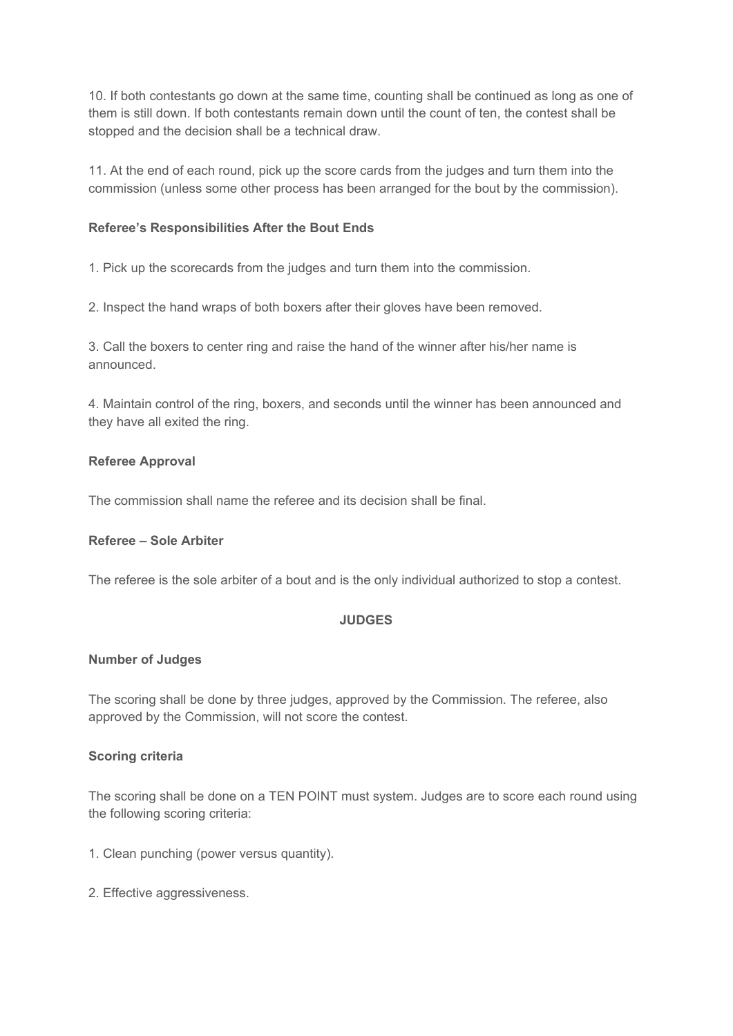10. If both contestants go down at the same time, counting shall be continued as long as one of them is still down. If both contestants remain down until the count of ten, the contest shall be stopped and the decision shall be a technical draw.

11. At the end of each round, pick up the score cards from the judges and turn them into the commission (unless some other process has been arranged for the bout by the commission).

**Referee's Responsibilities After the Bout Ends**

1. Pick up the scorecards from the judges and turn them into the commission.

2. Inspect the hand wraps of both boxers after their gloves have been removed.

3. Call the boxers to center ring and raise the hand of the winner after his/her name is announced.

4. Maintain control of the ring, boxers, and seconds until the winner has been announced and they have all exited the ring.

**Referee Approval**

The commission shall name the referee and its decision shall be final.

**Referee – Sole Arbiter**

The referee is the sole arbiter of a bout and is the only individual authorized to stop a contest.

## JUDGES

**Number of Judges**

The scoring shall be done by three judges, approved by the Commission. The referee, also approved by the Commission, will not score the contest.

**Scoring criteria**

The scoring shall be done on a TEN POINT must system. Judges are to score each round using the following scoring criteria:

1. Clean punching (power versus quantity).

2. Effective aggressiveness.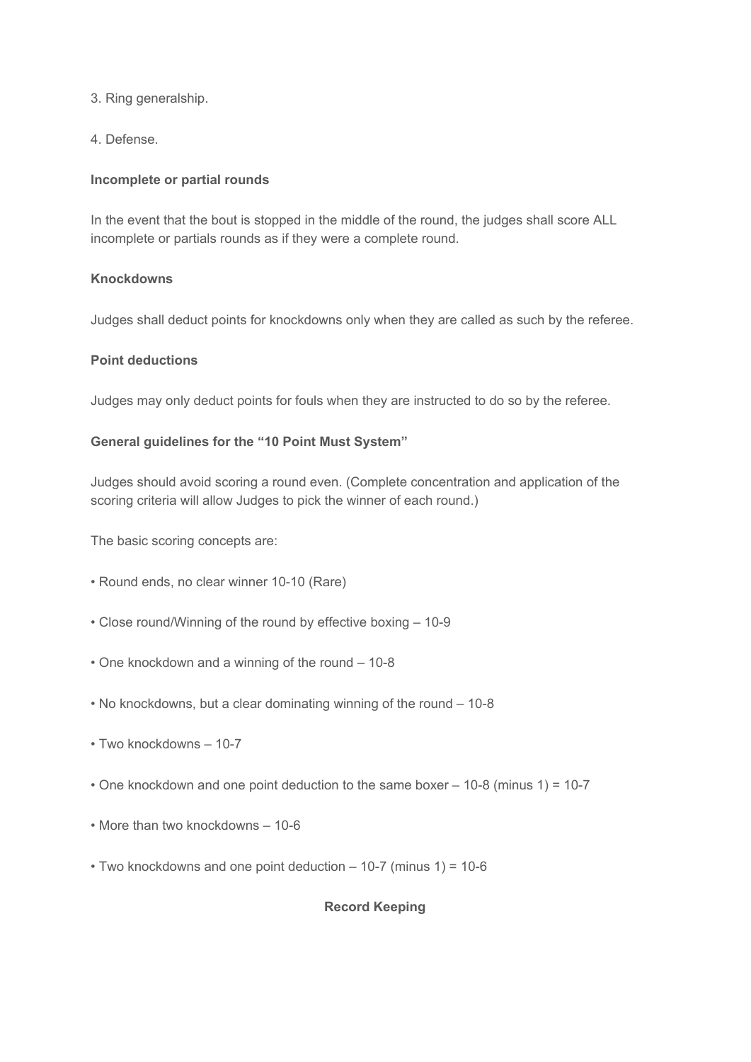3. Ring generalship.

4. Defense.

**Incomplete or partial rounds**

In the event that the bout is stopped in the middle of the round, the judges shall score ALL incomplete or partials rounds as if they were a complete round.

**Knockdowns**

Judges shall deduct points for knockdowns only when they are called as such by the referee.

**Point deductions**

Judges may only deduct points for fouls when they are instructed to do so by the referee.

**General guidelines for the "10 Point Must System"**

Judges should avoid scoring a round even. (Complete concentration and application of the scoring criteria will allow Judges to pick the winner of each round.)

The basic scoring concepts are:

- Round ends, no clear winner 10-10 (Rare)
- Close round/Winning of the round by effective boxing – 10-9
- One knockdown and a winning of the round – 10-8
- No knockdowns, but a clear dominating winning of the round – 10-8
- Two knockdowns – 10-7
- One knockdown and one point deduction to the same boxer – 10-8 (minus 1) = 10-7
- More than two knockdowns – 10-6
- Two knockdowns and one point deduction – 10-7 (minus 1) = 10-6

## Record Keeping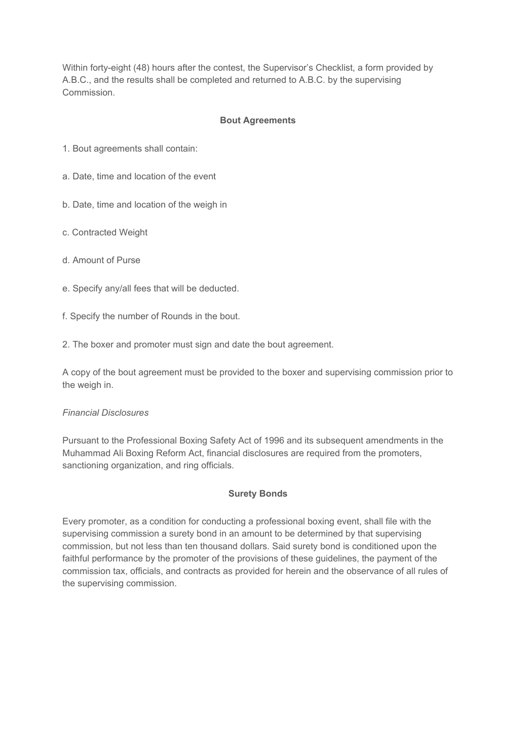Within forty-eight (48) hours after the contest, the Supervisor's Checklist, a form provided by A.B.C., and the results shall be completed and returned to A.B.C. by the supervising Commission.

## Bout Agreements

1. Bout agreements shall contain:

a. Date, time and location of the event

b. Date, time and location of the weigh in

c. Contracted Weight

d. Amount of Purse

e. Specify any/all fees that will be deducted.

f. Specify the number of Rounds in the bout.

2. The boxer and promoter must sign and date the bout agreement.

A copy of the bout agreement must be provided to the boxer and supervising commission prior to the weigh in.

*Financial Disclosures*

Pursuant to the Professional Boxing Safety Act of 1996 and its subsequent amendments in the Muhammad Ali Boxing Reform Act, financial disclosures are required from the promoters, sanctioning organization, and ring officials.

## Surety Bonds

Every promoter, as a condition for conducting a professional boxing event, shall file with the supervising commission a surety bond in an amount to be determined by that supervising commission, but not less than ten thousand dollars. Said surety bond is conditioned upon the faithful performance by the promoter of the provisions of these guidelines, the payment of the commission tax, officials, and contracts as provided for herein and the observance of all rules of the supervising commission.